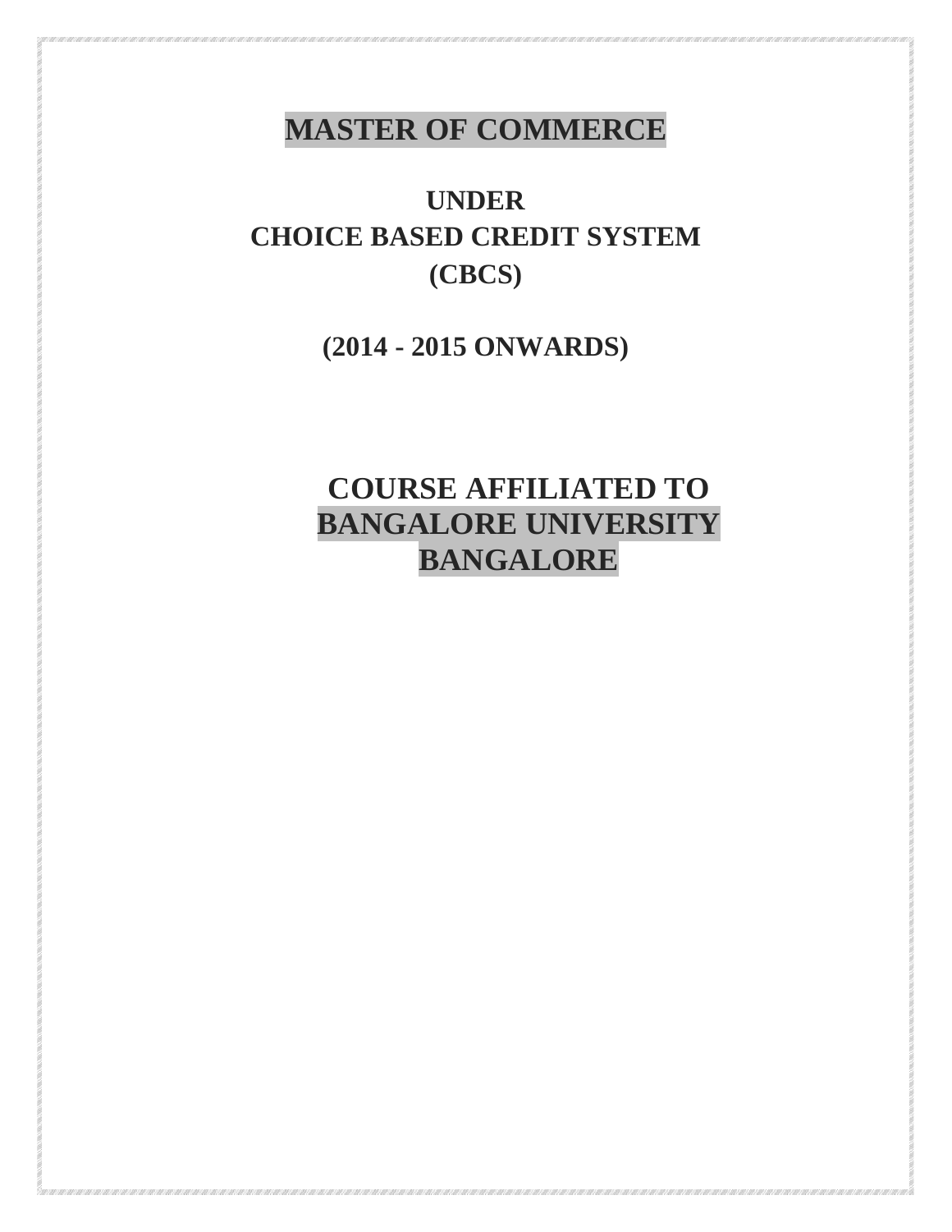# MASTER OF COMMERCE

## UNDER
## CHOICE BASED CREDIT SYSTEM
## (CBCS)

## (2014 - 2015 ONWARDS)

# COURSE AFFILIATED TO
# BANGALORE UNIVERSITY
# BANGALORE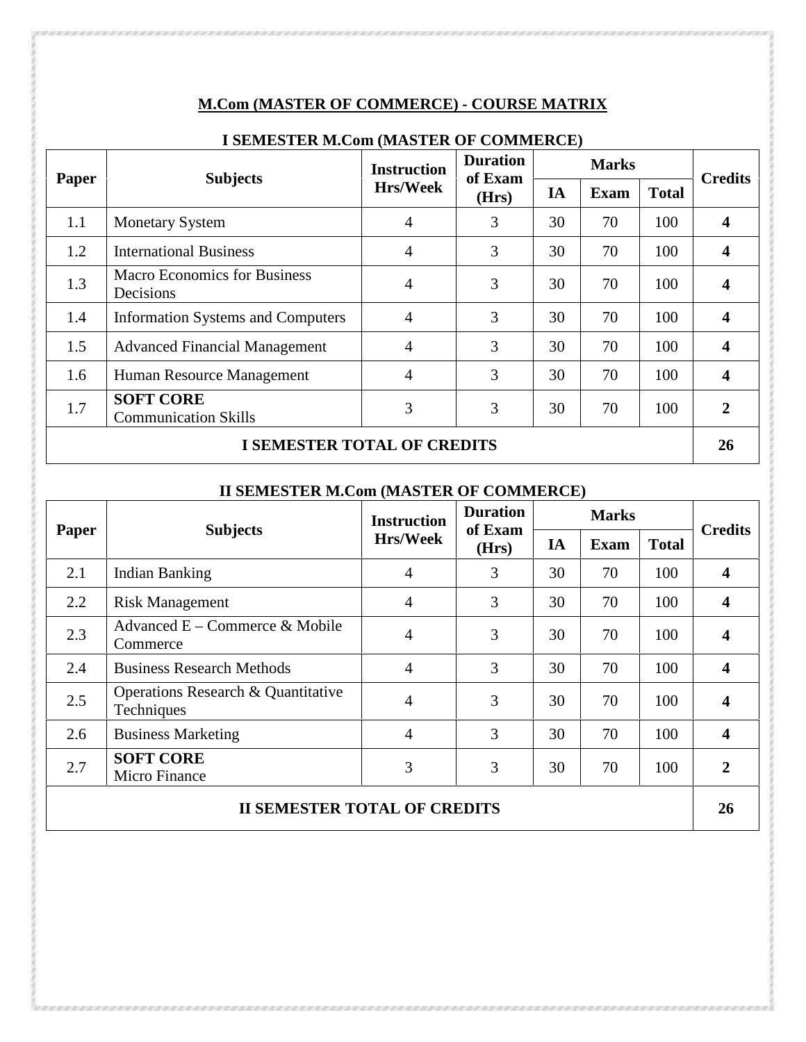## M.Com (MASTER OF COMMERCE) - COURSE MATRIX

### I SEMESTER M.Com (MASTER OF COMMERCE)

| Paper | Subjects | Instruction Hrs/Week | Duration of Exam (Hrs) | Marks | | | Credits |
|---|---|---|---|---|---|---|---|
| | | | | IA | Exam | Total | |
| 1.1 | Monetary System | 4 | 3 | 30 | 70 | 100 | **4** |
| 1.2 | International Business | 4 | 3 | 30 | 70 | 100 | **4** |
| 1.3 | Macro Economics for Business Decisions | 4 | 3 | 30 | 70 | 100 | **4** |
| 1.4 | Information Systems and Computers | 4 | 3 | 30 | 70 | 100 | **4** |
| 1.5 | Advanced Financial Management | 4 | 3 | 30 | 70 | 100 | **4** |
| 1.6 | Human Resource Management | 4 | 3 | 30 | 70 | 100 | **4** |
| 1.7 | **SOFT CORE** Communication Skills | 3 | 3 | 30 | 70 | 100 | **2** |
| **I SEMESTER TOTAL OF CREDITS** | | | | | | | **26** |

### II SEMESTER M.Com (MASTER OF COMMERCE)

| Paper | Subjects | Instruction Hrs/Week | Duration of Exam (Hrs) | Marks | | | Credits |
|---|---|---|---|---|---|---|---|
| | | | | IA | Exam | Total | |
| 2.1 | Indian Banking | 4 | 3 | 30 | 70 | 100 | **4** |
| 2.2 | Risk Management | 4 | 3 | 30 | 70 | 100 | **4** |
| 2.3 | Advanced E – Commerce & Mobile Commerce | 4 | 3 | 30 | 70 | 100 | **4** |
| 2.4 | Business Research Methods | 4 | 3 | 30 | 70 | 100 | **4** |
| 2.5 | Operations Research & Quantitative Techniques | 4 | 3 | 30 | 70 | 100 | **4** |
| 2.6 | Business Marketing | 4 | 3 | 30 | 70 | 100 | **4** |
| 2.7 | **SOFT CORE** Micro Finance | 3 | 3 | 30 | 70 | 100 | **2** |
| **II SEMESTER TOTAL OF CREDITS** | | | | | | | **26** |